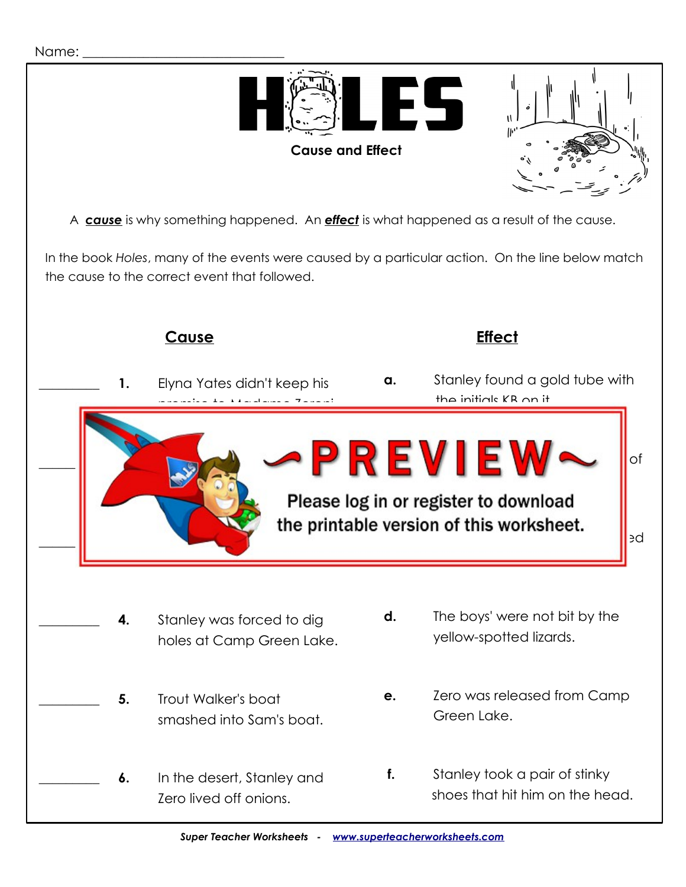Name: ______________________________

# HOLES

**Cause and Effect**

A ***cause*** is why something happened. An ***effect*** is what happened as a result of the cause.

In the book *Holes*, many of the events were caused by a particular action. On the line below match the cause to the correct event that followed.

| | | Cause | | Effect |
|---|---|---|---|---|
| ________ | **1.** | Elyna Yates didn't keep his promise to Madame Zeroni | **a.** | Stanley found a gold tube with the initials KB on it |
| ________ | **4.** | Stanley was forced to dig holes at Camp Green Lake. | **d.** | The boys' were not bit by the yellow-spotted lizards. |
| ________ | **5.** | Trout Walker's boat smashed into Sam's boat. | **e.** | Zero was released from Camp Green Lake. |
| ________ | **6.** | In the desert, Stanley and Zero lived off onions. | **f.** | Stanley took a pair of stinky shoes that hit him on the head. |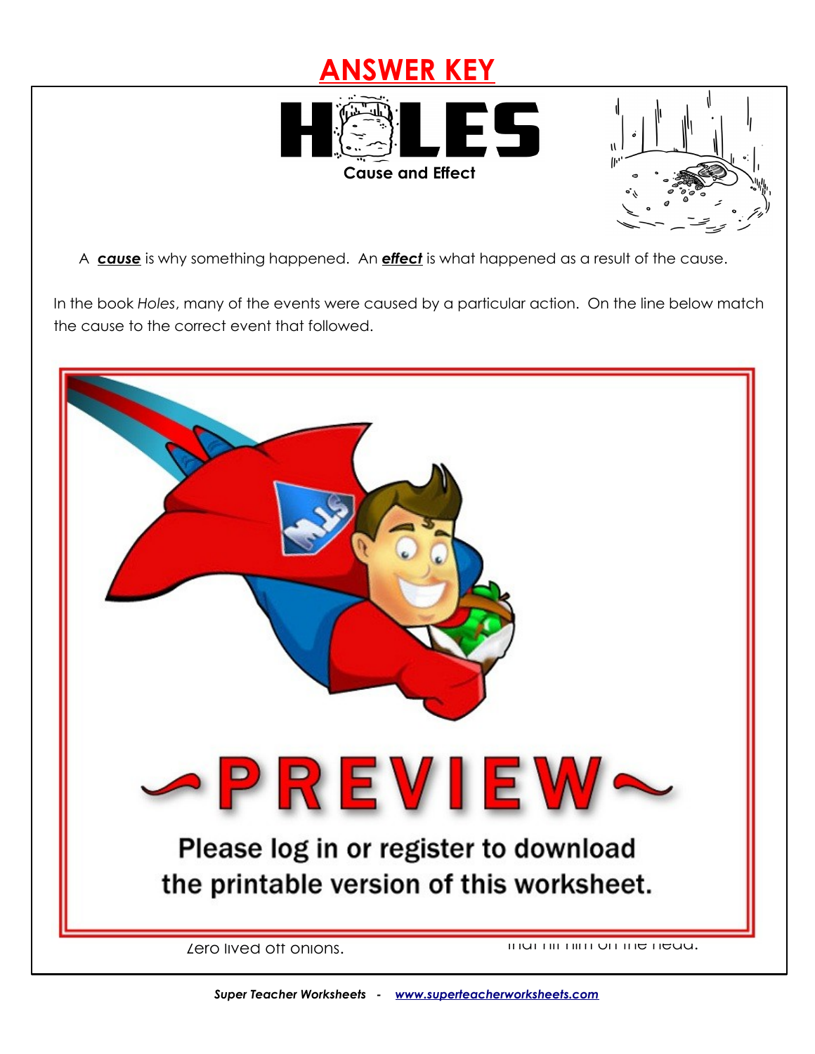# ANSWER KEY

# HOLES

**Cause and Effect**

A ***cause*** is why something happened. An ***effect*** is what happened as a result of the cause.

In the book *Holes*, many of the events were caused by a particular action. On the line below match the cause to the correct event that followed.

~PREVIEW~

Please log in or register to download the printable version of this worksheet.

Zero lived off onions.

that hit him on the head.